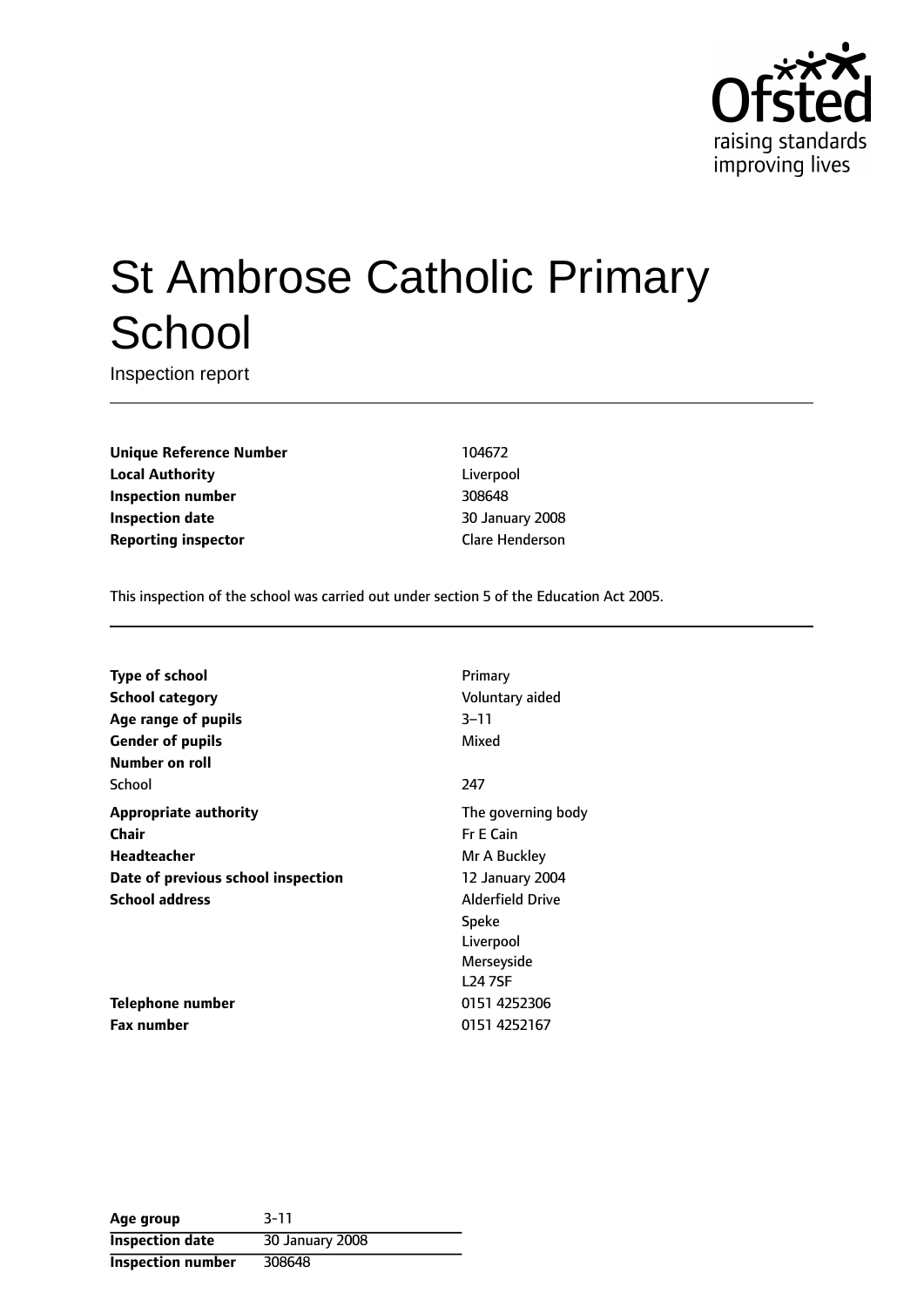# St Ambrose Catholic Primary School

Inspection report

| | |
|---|---|
| **Unique Reference Number** | 104672 |
| **Local Authority** | Liverpool |
| **Inspection number** | 308648 |
| **Inspection date** | 30 January 2008 |
| **Reporting inspector** | Clare Henderson |

This inspection of the school was carried out under section 5 of the Education Act 2005.

| | |
|---|---|
| **Type of school** | Primary |
| **School category** | Voluntary aided |
| **Age range of pupils** | 3–11 |
| **Gender of pupils** | Mixed |
| **Number on roll** | |
| School | 247 |
| **Appropriate authority** | The governing body |
| **Chair** | Fr E Cain |
| **Headteacher** | Mr A Buckley |
| **Date of previous school inspection** | 12 January 2004 |
| **School address** | Alderfield Drive<br>Speke<br>Liverpool<br>Merseyside<br>L24 7SF |
| **Telephone number** | 0151 4252306 |
| **Fax number** | 0151 4252167 |

| | |
|---|---|
| **Age group** | 3-11 |
| **Inspection date** | 30 January 2008 |
| **Inspection number** | 308648 |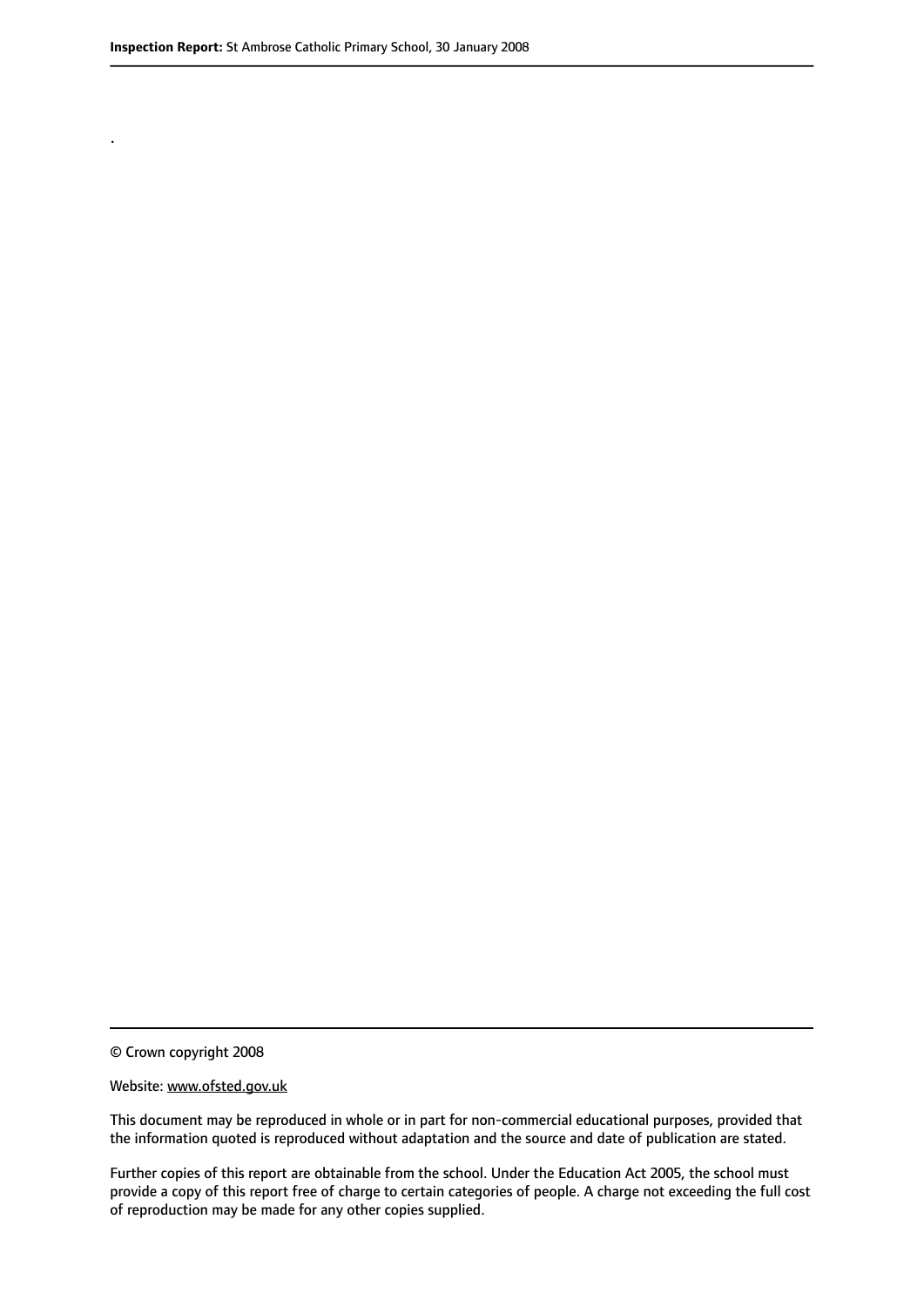.

© Crown copyright 2008

Website: www.ofsted.gov.uk

This document may be reproduced in whole or in part for non-commercial educational purposes, provided that the information quoted is reproduced without adaptation and the source and date of publication are stated.

Further copies of this report are obtainable from the school. Under the Education Act 2005, the school must provide a copy of this report free of charge to certain categories of people. A charge not exceeding the full cost of reproduction may be made for any other copies supplied.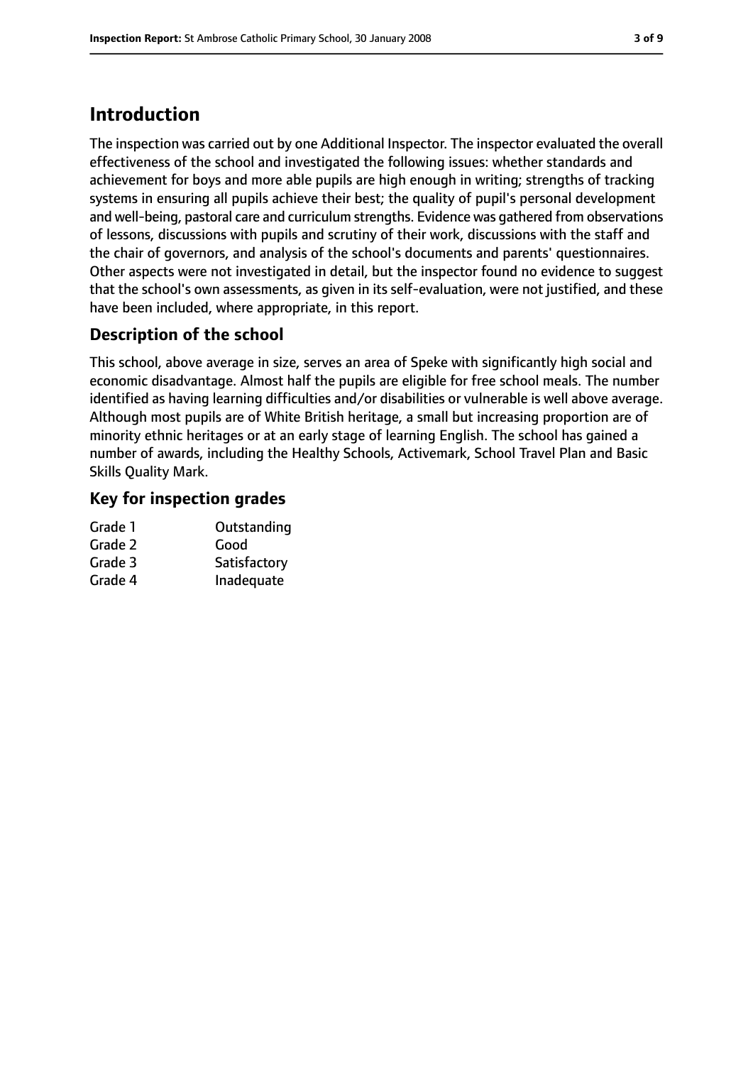## Introduction

The inspection was carried out by one Additional Inspector. The inspector evaluated the overall effectiveness of the school and investigated the following issues: whether standards and achievement for boys and more able pupils are high enough in writing; strengths of tracking systems in ensuring all pupils achieve their best; the quality of pupil's personal development and well-being, pastoral care and curriculum strengths. Evidence was gathered from observations of lessons, discussions with pupils and scrutiny of their work, discussions with the staff and the chair of governors, and analysis of the school's documents and parents' questionnaires. Other aspects were not investigated in detail, but the inspector found no evidence to suggest that the school's own assessments, as given in its self-evaluation, were not justified, and these have been included, where appropriate, in this report.

### Description of the school

This school, above average in size, serves an area of Speke with significantly high social and economic disadvantage. Almost half the pupils are eligible for free school meals. The number identified as having learning difficulties and/or disabilities or vulnerable is well above average. Although most pupils are of White British heritage, a small but increasing proportion are of minority ethnic heritages or at an early stage of learning English. The school has gained a number of awards, including the Healthy Schools, Activemark, School Travel Plan and Basic Skills Quality Mark.

### Key for inspection grades

| | |
|---|---|
| Grade 1 | Outstanding |
| Grade 2 | Good |
| Grade 3 | Satisfactory |
| Grade 4 | Inadequate |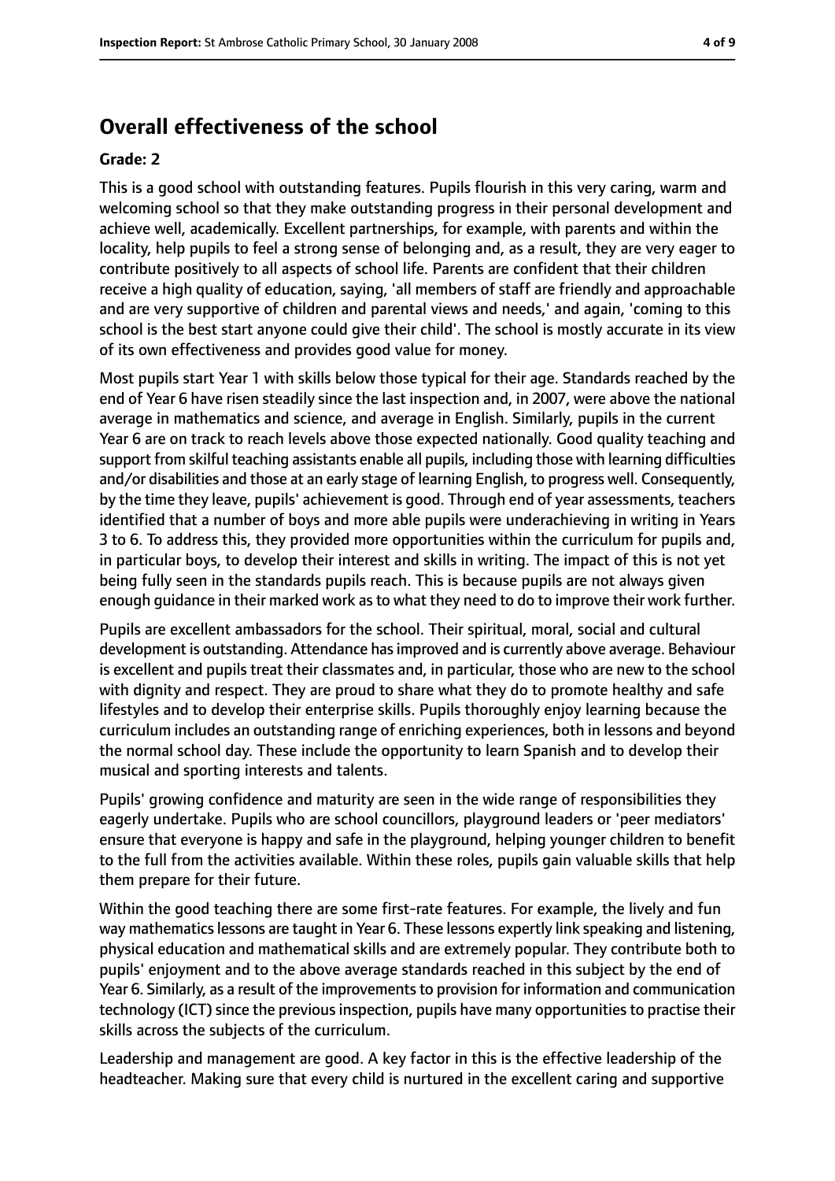## Overall effectiveness of the school

**Grade: 2**

This is a good school with outstanding features. Pupils flourish in this very caring, warm and welcoming school so that they make outstanding progress in their personal development and achieve well, academically. Excellent partnerships, for example, with parents and within the locality, help pupils to feel a strong sense of belonging and, as a result, they are very eager to contribute positively to all aspects of school life. Parents are confident that their children receive a high quality of education, saying, 'all members of staff are friendly and approachable and are very supportive of children and parental views and needs,' and again, 'coming to this school is the best start anyone could give their child'. The school is mostly accurate in its view of its own effectiveness and provides good value for money.

Most pupils start Year 1 with skills below those typical for their age. Standards reached by the end of Year 6 have risen steadily since the last inspection and, in 2007, were above the national average in mathematics and science, and average in English. Similarly, pupils in the current Year 6 are on track to reach levels above those expected nationally. Good quality teaching and support from skilful teaching assistants enable all pupils, including those with learning difficulties and/or disabilities and those at an early stage of learning English, to progress well. Consequently, by the time they leave, pupils' achievement is good. Through end of year assessments, teachers identified that a number of boys and more able pupils were underachieving in writing in Years 3 to 6. To address this, they provided more opportunities within the curriculum for pupils and, in particular boys, to develop their interest and skills in writing. The impact of this is not yet being fully seen in the standards pupils reach. This is because pupils are not always given enough guidance in their marked work as to what they need to do to improve their work further.

Pupils are excellent ambassadors for the school. Their spiritual, moral, social and cultural development is outstanding. Attendance has improved and is currently above average. Behaviour is excellent and pupils treat their classmates and, in particular, those who are new to the school with dignity and respect. They are proud to share what they do to promote healthy and safe lifestyles and to develop their enterprise skills. Pupils thoroughly enjoy learning because the curriculum includes an outstanding range of enriching experiences, both in lessons and beyond the normal school day. These include the opportunity to learn Spanish and to develop their musical and sporting interests and talents.

Pupils' growing confidence and maturity are seen in the wide range of responsibilities they eagerly undertake. Pupils who are school councillors, playground leaders or 'peer mediators' ensure that everyone is happy and safe in the playground, helping younger children to benefit to the full from the activities available. Within these roles, pupils gain valuable skills that help them prepare for their future.

Within the good teaching there are some first-rate features. For example, the lively and fun way mathematics lessons are taught in Year 6. These lessons expertly link speaking and listening, physical education and mathematical skills and are extremely popular. They contribute both to pupils' enjoyment and to the above average standards reached in this subject by the end of Year 6. Similarly, as a result of the improvements to provision for information and communication technology (ICT) since the previous inspection, pupils have many opportunities to practise their skills across the subjects of the curriculum.

Leadership and management are good. A key factor in this is the effective leadership of the headteacher. Making sure that every child is nurtured in the excellent caring and supportive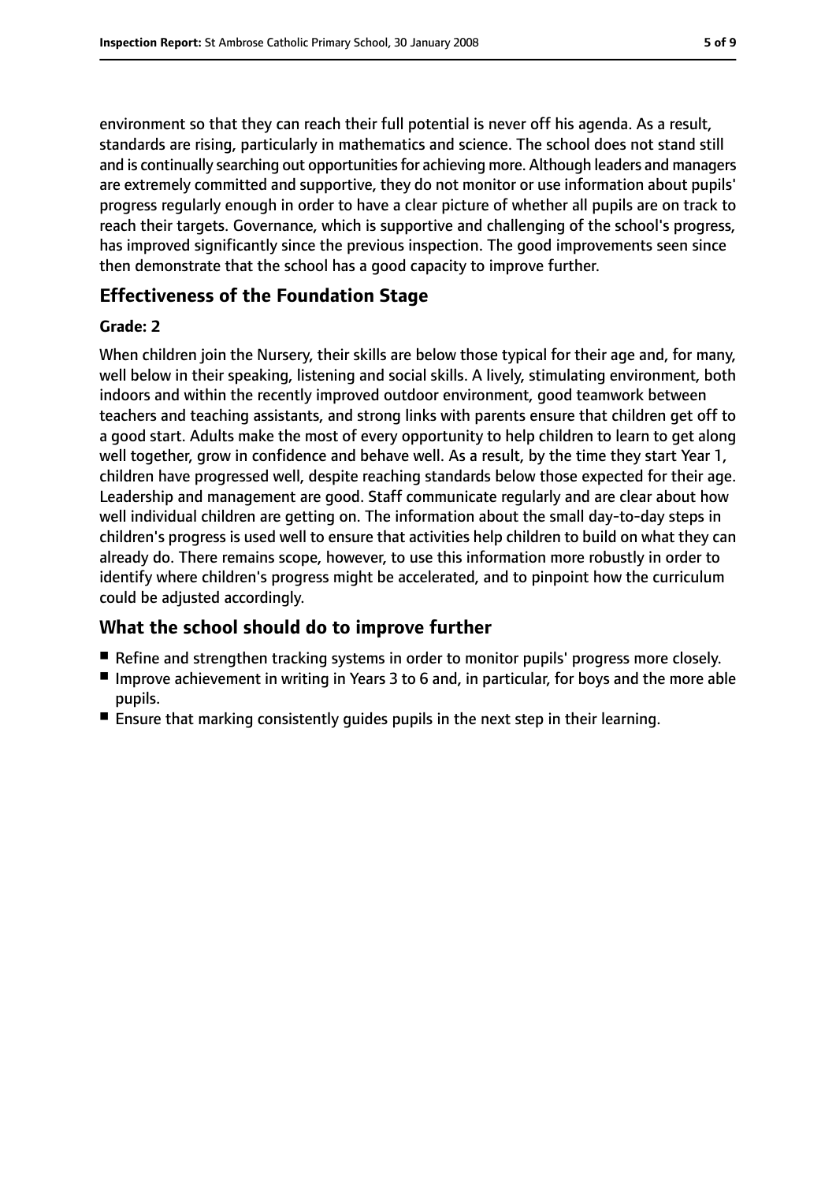environment so that they can reach their full potential is never off his agenda. As a result, standards are rising, particularly in mathematics and science. The school does not stand still and is continually searching out opportunities for achieving more. Although leaders and managers are extremely committed and supportive, they do not monitor or use information about pupils' progress regularly enough in order to have a clear picture of whether all pupils are on track to reach their targets. Governance, which is supportive and challenging of the school's progress, has improved significantly since the previous inspection. The good improvements seen since then demonstrate that the school has a good capacity to improve further.

## Effectiveness of the Foundation Stage

**Grade: 2**

When children join the Nursery, their skills are below those typical for their age and, for many, well below in their speaking, listening and social skills. A lively, stimulating environment, both indoors and within the recently improved outdoor environment, good teamwork between teachers and teaching assistants, and strong links with parents ensure that children get off to a good start. Adults make the most of every opportunity to help children to learn to get along well together, grow in confidence and behave well. As a result, by the time they start Year 1, children have progressed well, despite reaching standards below those expected for their age. Leadership and management are good. Staff communicate regularly and are clear about how well individual children are getting on. The information about the small day-to-day steps in children's progress is used well to ensure that activities help children to build on what they can already do. There remains scope, however, to use this information more robustly in order to identify where children's progress might be accelerated, and to pinpoint how the curriculum could be adjusted accordingly.

## What the school should do to improve further

- Refine and strengthen tracking systems in order to monitor pupils' progress more closely.
- Improve achievement in writing in Years 3 to 6 and, in particular, for boys and the more able pupils.
- Ensure that marking consistently guides pupils in the next step in their learning.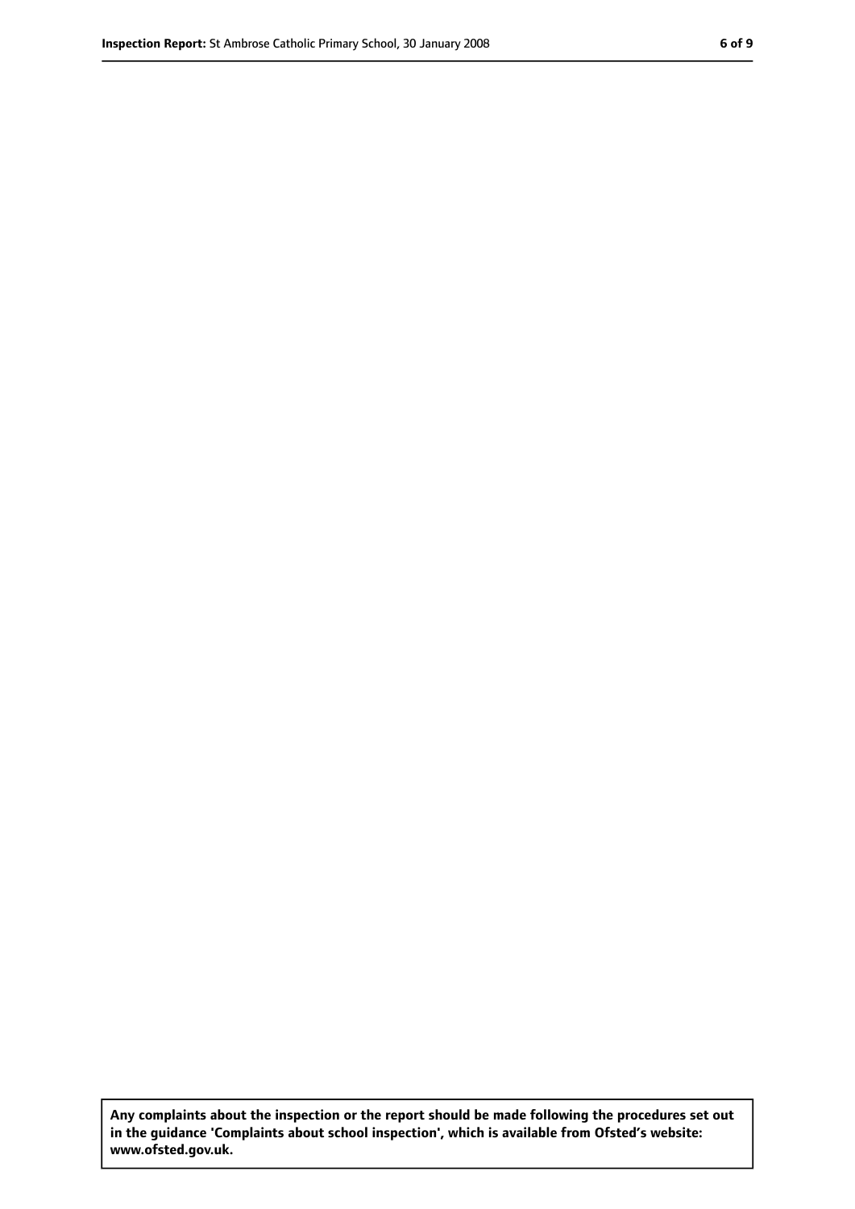**Any complaints about the inspection or the report should be made following the procedures set out in the guidance 'Complaints about school inspection', which is available from Ofsted's website: www.ofsted.gov.uk.**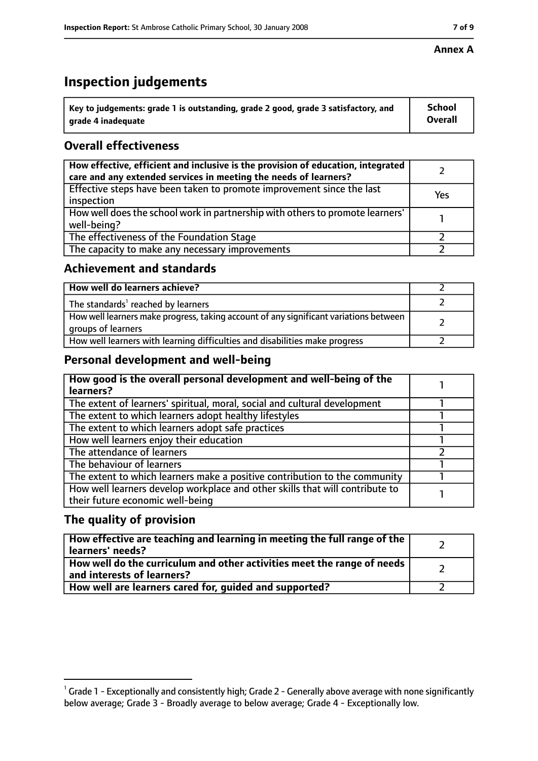**Annex A**

# Inspection judgements

| Key to judgements: grade 1 is outstanding, grade 2 good, grade 3 satisfactory, and grade 4 inadequate | School Overall |
|---|---|

## Overall effectiveness

| | |
|---|---|
| **How effective, efficient and inclusive is the provision of education, integrated care and any extended services in meeting the needs of learners?** | 2 |
| Effective steps have been taken to promote improvement since the last inspection | Yes |
| How well does the school work in partnership with others to promote learners' well-being? | 1 |
| The effectiveness of the Foundation Stage | 2 |
| The capacity to make any necessary improvements | 2 |

## Achievement and standards

| | |
|---|---|
| **How well do learners achieve?** | 2 |
| The standards[1] reached by learners | 2 |
| How well learners make progress, taking account of any significant variations between groups of learners | 2 |
| How well learners with learning difficulties and disabilities make progress | 2 |

## Personal development and well-being

| | |
|---|---|
| **How good is the overall personal development and well-being of the learners?** | 1 |
| The extent of learners' spiritual, moral, social and cultural development | 1 |
| The extent to which learners adopt healthy lifestyles | 1 |
| The extent to which learners adopt safe practices | 1 |
| How well learners enjoy their education | 1 |
| The attendance of learners | 2 |
| The behaviour of learners | 1 |
| The extent to which learners make a positive contribution to the community | 1 |
| How well learners develop workplace and other skills that will contribute to their future economic well-being | 1 |

## The quality of provision

| | |
|---|---|
| **How effective are teaching and learning in meeting the full range of the learners' needs?** | 2 |
| **How well do the curriculum and other activities meet the range of needs and interests of learners?** | 2 |
| **How well are learners cared for, guided and supported?** | 2 |

[1] Grade 1 - Exceptionally and consistently high; Grade 2 - Generally above average with none significantly below average; Grade 3 - Broadly average to below average; Grade 4 - Exceptionally low.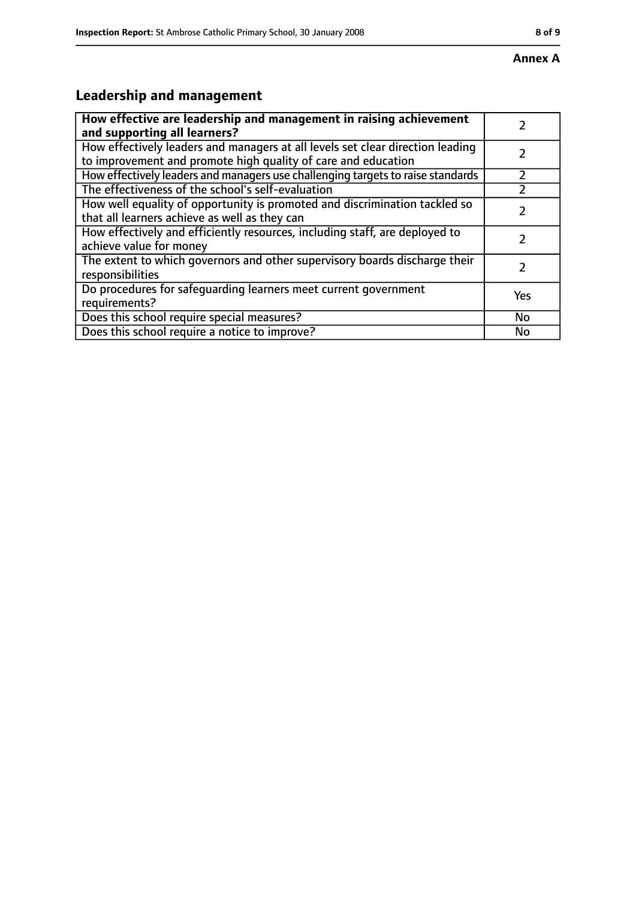**Annex A**

## Leadership and management

| How effective are leadership and management in raising achievement and supporting all learners? | 2 |
| --- | --- |
| How effectively leaders and managers at all levels set clear direction leading to improvement and promote high quality of care and education | 2 |
| How effectively leaders and managers use challenging targets to raise standards | 2 |
| The effectiveness of the school's self-evaluation | 2 |
| How well equality of opportunity is promoted and discrimination tackled so that all learners achieve as well as they can | 2 |
| How effectively and efficiently resources, including staff, are deployed to achieve value for money | 2 |
| The extent to which governors and other supervisory boards discharge their responsibilities | 2 |
| Do procedures for safeguarding learners meet current government requirements? | Yes |
| Does this school require special measures? | No |
| Does this school require a notice to improve? | No |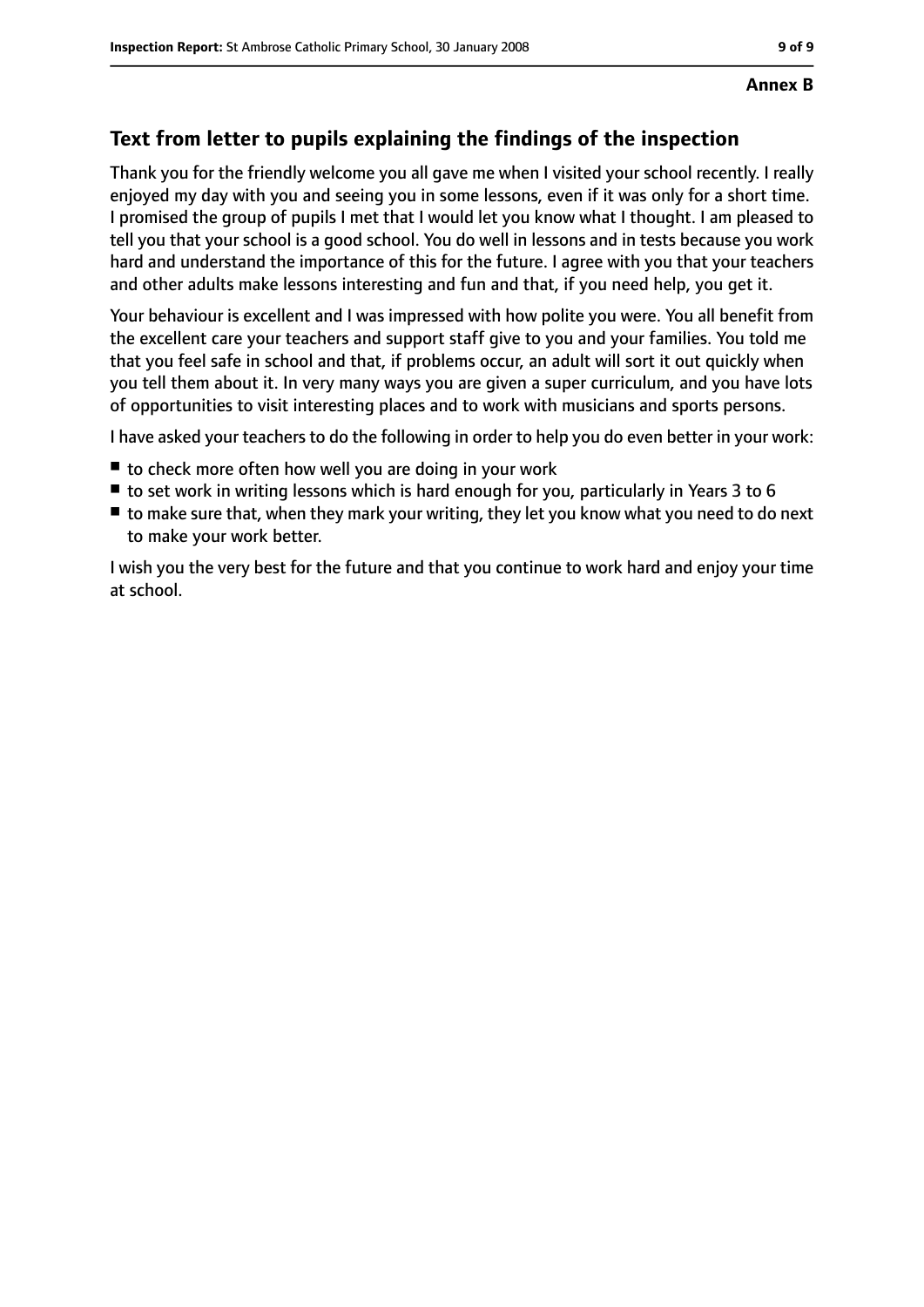**Annex B**

## Text from letter to pupils explaining the findings of the inspection

Thank you for the friendly welcome you all gave me when I visited your school recently. I really enjoyed my day with you and seeing you in some lessons, even if it was only for a short time. I promised the group of pupils I met that I would let you know what I thought. I am pleased to tell you that your school is a good school. You do well in lessons and in tests because you work hard and understand the importance of this for the future. I agree with you that your teachers and other adults make lessons interesting and fun and that, if you need help, you get it.

Your behaviour is excellent and I was impressed with how polite you were. You all benefit from the excellent care your teachers and support staff give to you and your families. You told me that you feel safe in school and that, if problems occur, an adult will sort it out quickly when you tell them about it. In very many ways you are given a super curriculum, and you have lots of opportunities to visit interesting places and to work with musicians and sports persons.

I have asked your teachers to do the following in order to help you do even better in your work:

- to check more often how well you are doing in your work
- to set work in writing lessons which is hard enough for you, particularly in Years 3 to 6
- to make sure that, when they mark your writing, they let you know what you need to do next to make your work better.

I wish you the very best for the future and that you continue to work hard and enjoy your time at school.